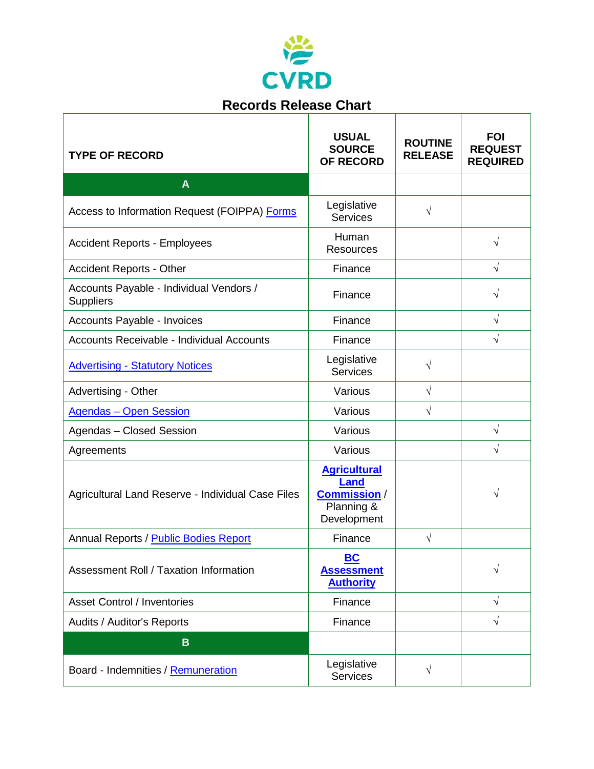CVRD

# Records Release Chart

| TYPE OF RECORD | USUAL SOURCE OF RECORD | ROUTINE RELEASE | FOI REQUEST REQUIRED |
|---|---|---|---|
| **A** | | | |
| Access to Information Request (FOIPPA) Forms | Legislative Services | √ | |
| Accident Reports - Employees | Human Resources | | √ |
| Accident Reports - Other | Finance | | √ |
| Accounts Payable - Individual Vendors / Suppliers | Finance | | √ |
| Accounts Payable - Invoices | Finance | | √ |
| Accounts Receivable - Individual Accounts | Finance | | √ |
| Advertising - Statutory Notices | Legislative Services | √ | |
| Advertising - Other | Various | √ | |
| Agendas – Open Session | Various | √ | |
| Agendas – Closed Session | Various | | √ |
| Agreements | Various | | √ |
| Agricultural Land Reserve - Individual Case Files | **Agricultural Land Commission** / Planning & Development | | √ |
| Annual Reports / Public Bodies Report | Finance | √ | |
| Assessment Roll / Taxation Information | **BC Assessment Authority** | | √ |
| Asset Control / Inventories | Finance | | √ |
| Audits / Auditor's Reports | Finance | | √ |
| **B** | | | |
| Board - Indemnities / Remuneration | Legislative Services | √ | |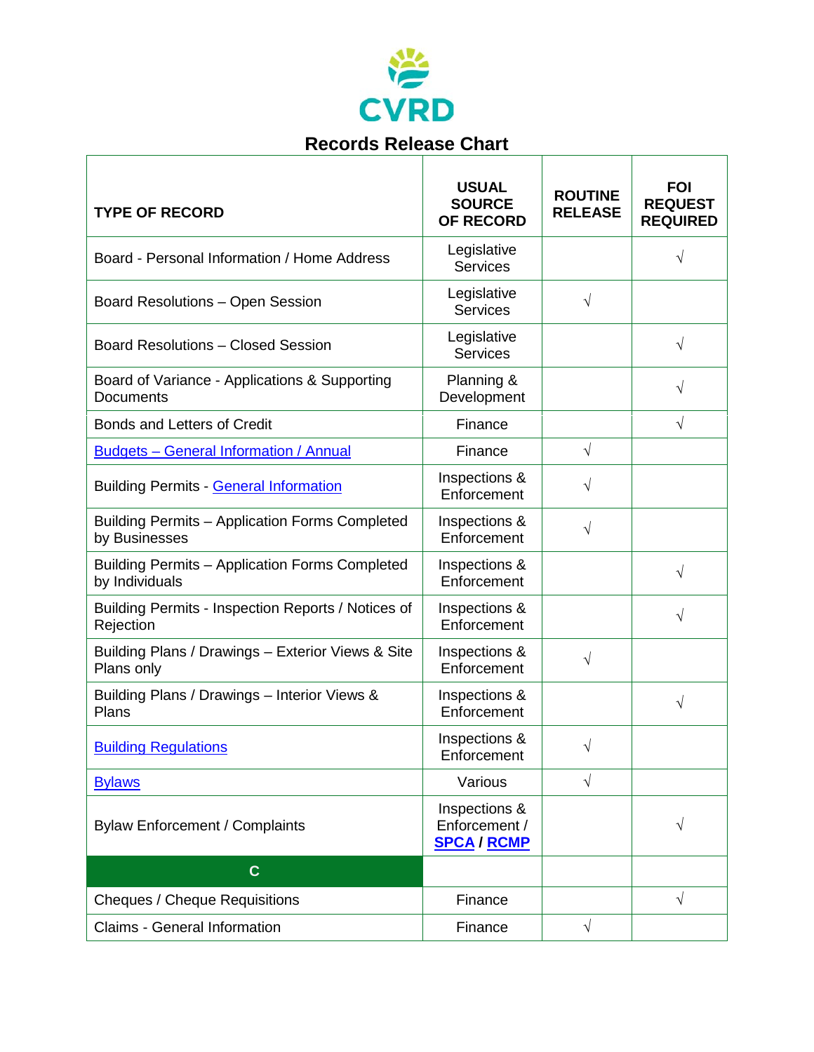CVRD

# Records Release Chart

| TYPE OF RECORD | USUAL SOURCE OF RECORD | ROUTINE RELEASE | FOI REQUEST REQUIRED |
|---|---|---|---|
| Board - Personal Information / Home Address | Legislative Services | | √ |
| Board Resolutions – Open Session | Legislative Services | √ | |
| Board Resolutions – Closed Session | Legislative Services | | √ |
| Board of Variance - Applications & Supporting Documents | Planning & Development | | √ |
| Bonds and Letters of Credit | Finance | | √ |
| Budgets – General Information / Annual | Finance | √ | |
| Building Permits - General Information | Inspections & Enforcement | √ | |
| Building Permits – Application Forms Completed by Businesses | Inspections & Enforcement | √ | |
| Building Permits – Application Forms Completed by Individuals | Inspections & Enforcement | | √ |
| Building Permits - Inspection Reports / Notices of Rejection | Inspections & Enforcement | | √ |
| Building Plans / Drawings – Exterior Views & Site Plans only | Inspections & Enforcement | √ | |
| Building Plans / Drawings – Interior Views & Plans | Inspections & Enforcement | | √ |
| Building Regulations | Inspections & Enforcement | √ | |
| Bylaws | Various | √ | |
| Bylaw Enforcement / Complaints | Inspections & Enforcement / **SPCA / RCMP** | | √ |
| **C** | | | |
| Cheques / Cheque Requisitions | Finance | | √ |
| Claims - General Information | Finance | √ | |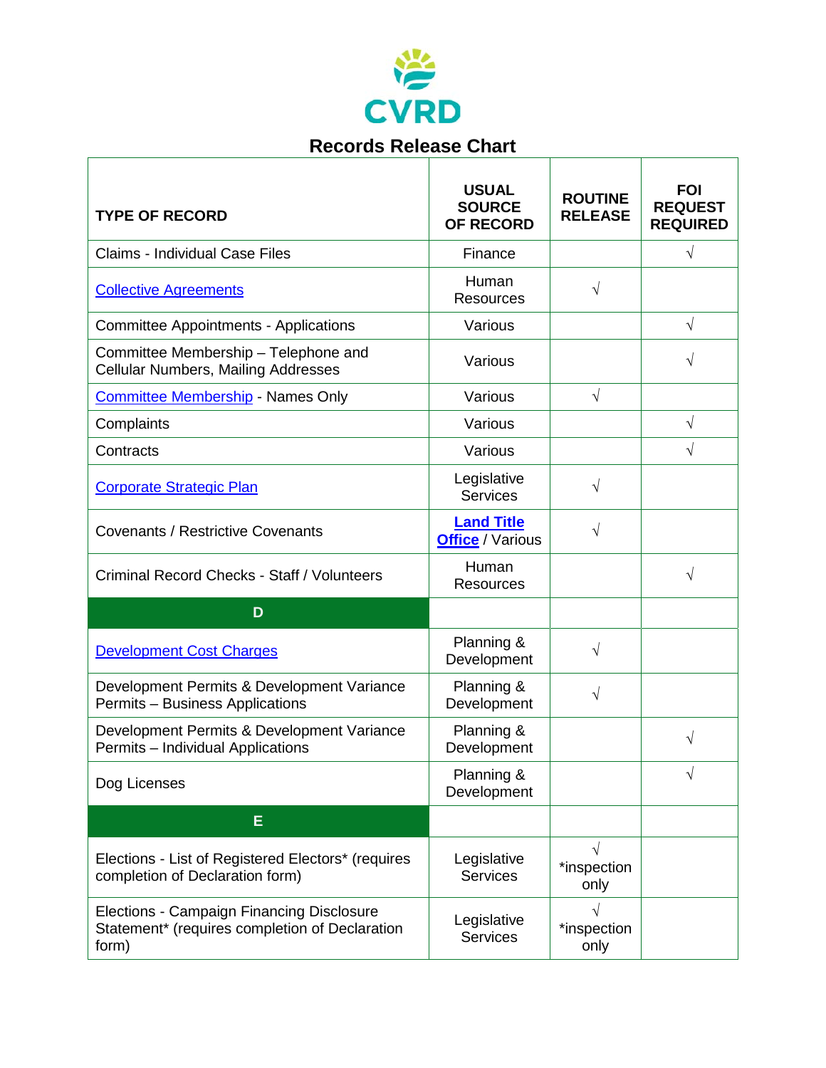CVRD

# Records Release Chart

| TYPE OF RECORD | USUAL SOURCE OF RECORD | ROUTINE RELEASE | FOI REQUEST REQUIRED |
|---|---|---|---|
| Claims - Individual Case Files | Finance | | √ |
| Collective Agreements | Human Resources | √ | |
| Committee Appointments - Applications | Various | | √ |
| Committee Membership – Telephone and Cellular Numbers, Mailing Addresses | Various | | √ |
| Committee Membership - Names Only | Various | √ | |
| Complaints | Various | | √ |
| Contracts | Various | | √ |
| Corporate Strategic Plan | Legislative Services | √ | |
| Covenants / Restrictive Covenants | **Land Title Office** / Various | √ | |
| Criminal Record Checks - Staff / Volunteers | Human Resources | | √ |
| **D** | | | |
| Development Cost Charges | Planning & Development | √ | |
| Development Permits & Development Variance Permits – Business Applications | Planning & Development | √ | |
| Development Permits & Development Variance Permits – Individual Applications | Planning & Development | | √ |
| Dog Licenses | Planning & Development | | √ |
| **E** | | | |
| Elections - List of Registered Electors* (requires completion of Declaration form) | Legislative Services | √ *inspection only | |
| Elections - Campaign Financing Disclosure Statement* (requires completion of Declaration form) | Legislative Services | √ *inspection only | |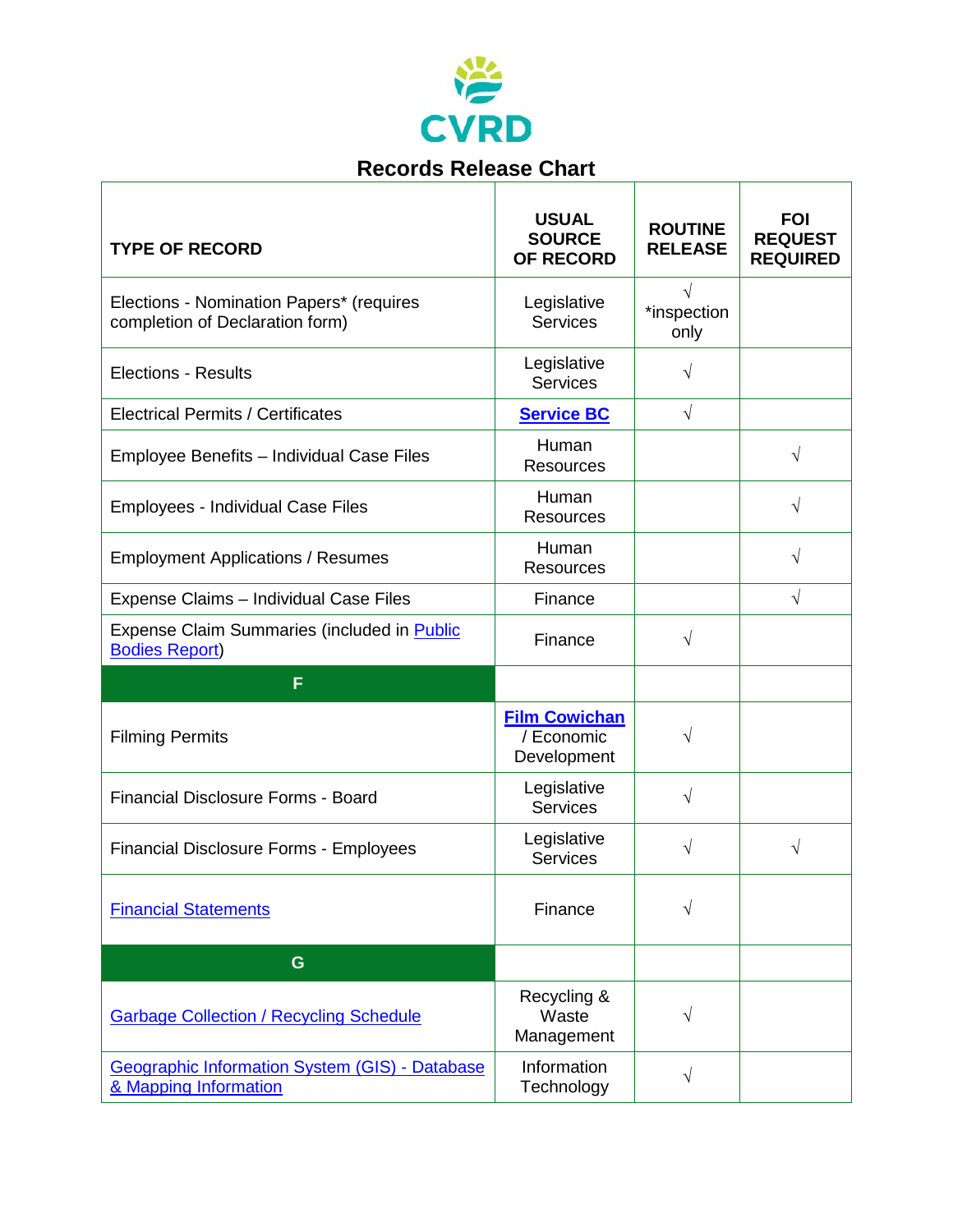CVRD

# Records Release Chart

| TYPE OF RECORD | USUAL SOURCE OF RECORD | ROUTINE RELEASE | FOI REQUEST REQUIRED |
|---|---|---|---|
| Elections - Nomination Papers* (requires completion of Declaration form) | Legislative Services | √ *inspection only | |
| Elections - Results | Legislative Services | √ | |
| Electrical Permits / Certificates | **Service BC** | √ | |
| Employee Benefits – Individual Case Files | Human Resources | | √ |
| Employees - Individual Case Files | Human Resources | | √ |
| Employment Applications / Resumes | Human Resources | | √ |
| Expense Claims – Individual Case Files | Finance | | √ |
| Expense Claim Summaries (included in Public Bodies Report) | Finance | √ | |
| **F** | | | |
| Filming Permits | **Film Cowichan** / Economic Development | √ | |
| Financial Disclosure Forms - Board | Legislative Services | √ | |
| Financial Disclosure Forms - Employees | Legislative Services | √ | √ |
| Financial Statements | Finance | √ | |
| **G** | | | |
| Garbage Collection / Recycling Schedule | Recycling & Waste Management | √ | |
| Geographic Information System (GIS) - Database & Mapping Information | Information Technology | √ | |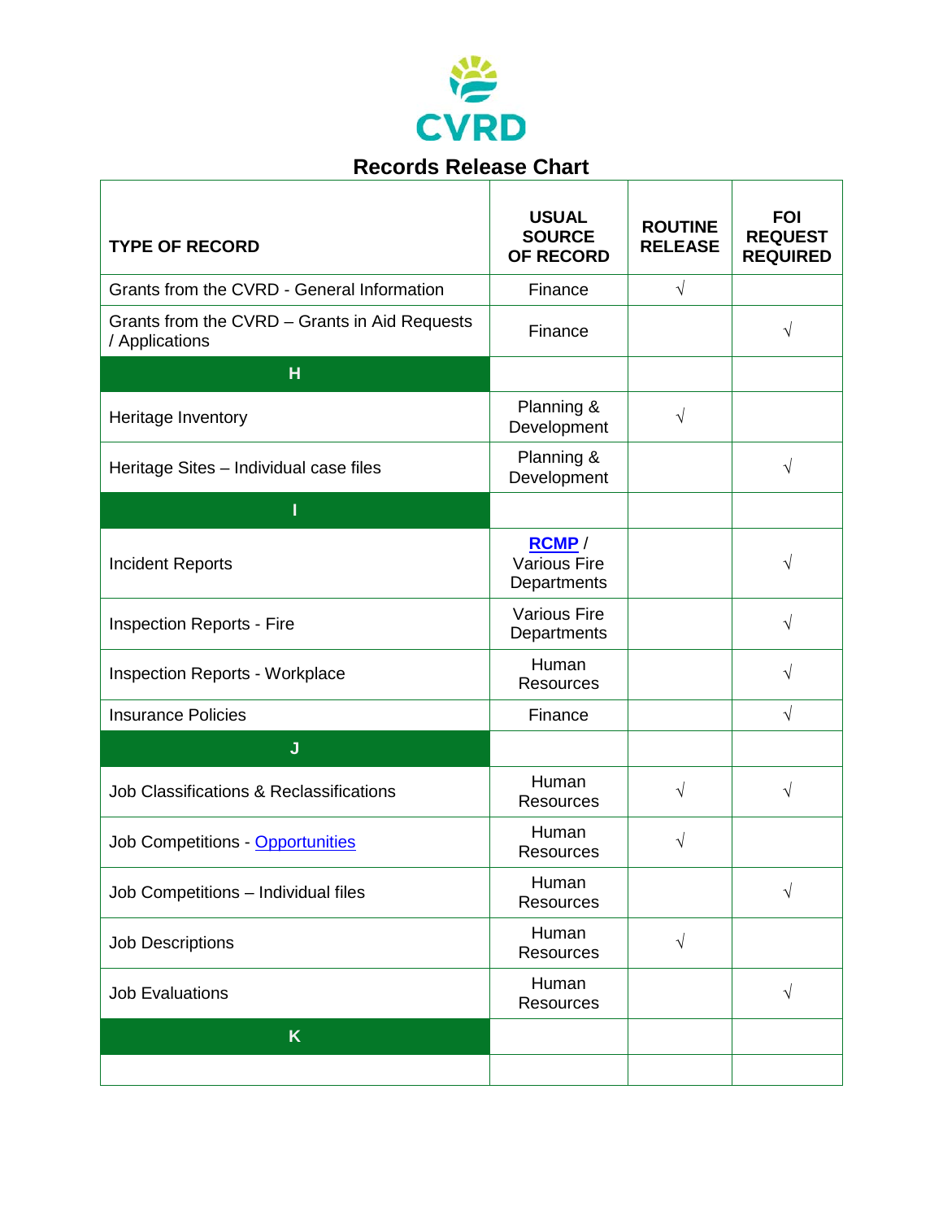CVRD

# Records Release Chart

| TYPE OF RECORD | USUAL SOURCE OF RECORD | ROUTINE RELEASE | FOI REQUEST REQUIRED |
|---|---|---|---|
| Grants from the CVRD - General Information | Finance | √ | |
| Grants from the CVRD – Grants in Aid Requests / Applications | Finance | | √ |
| **H** | | | |
| Heritage Inventory | Planning & Development | √ | |
| Heritage Sites – Individual case files | Planning & Development | | √ |
| **I** | | | |
| Incident Reports | RCMP / Various Fire Departments | | √ |
| Inspection Reports - Fire | Various Fire Departments | | √ |
| Inspection Reports - Workplace | Human Resources | | √ |
| Insurance Policies | Finance | | √ |
| **J** | | | |
| Job Classifications & Reclassifications | Human Resources | √ | √ |
| Job Competitions - Opportunities | Human Resources | √ | |
| Job Competitions – Individual files | Human Resources | | √ |
| Job Descriptions | Human Resources | √ | |
| Job Evaluations | Human Resources | | √ |
| **K** | | | |
| | | | |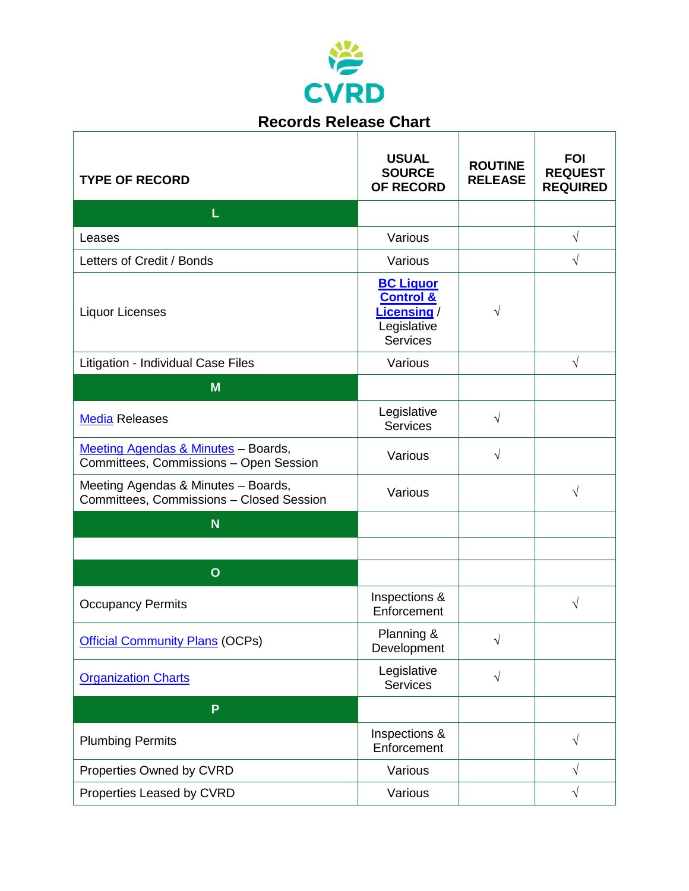CVRD

# Records Release Chart

| TYPE OF RECORD | USUAL SOURCE OF RECORD | ROUTINE RELEASE | FOI REQUEST REQUIRED |
|---|---|---|---|
| **L** | | | |
| Leases | Various | | √ |
| Letters of Credit / Bonds | Various | | √ |
| Liquor Licenses | **BC Liquor Control & Licensing** / Legislative Services | √ | |
| Litigation - Individual Case Files | Various | | √ |
| **M** | | | |
| Media Releases | Legislative Services | √ | |
| Meeting Agendas & Minutes – Boards, Committees, Commissions – Open Session | Various | √ | |
| Meeting Agendas & Minutes – Boards, Committees, Commissions – Closed Session | Various | | √ |
| **N** | | | |
| | | | |
| **O** | | | |
| Occupancy Permits | Inspections & Enforcement | | √ |
| Official Community Plans (OCPs) | Planning & Development | √ | |
| Organization Charts | Legislative Services | √ | |
| **P** | | | |
| Plumbing Permits | Inspections & Enforcement | | √ |
| Properties Owned by CVRD | Various | | √ |
| Properties Leased by CVRD | Various | | √ |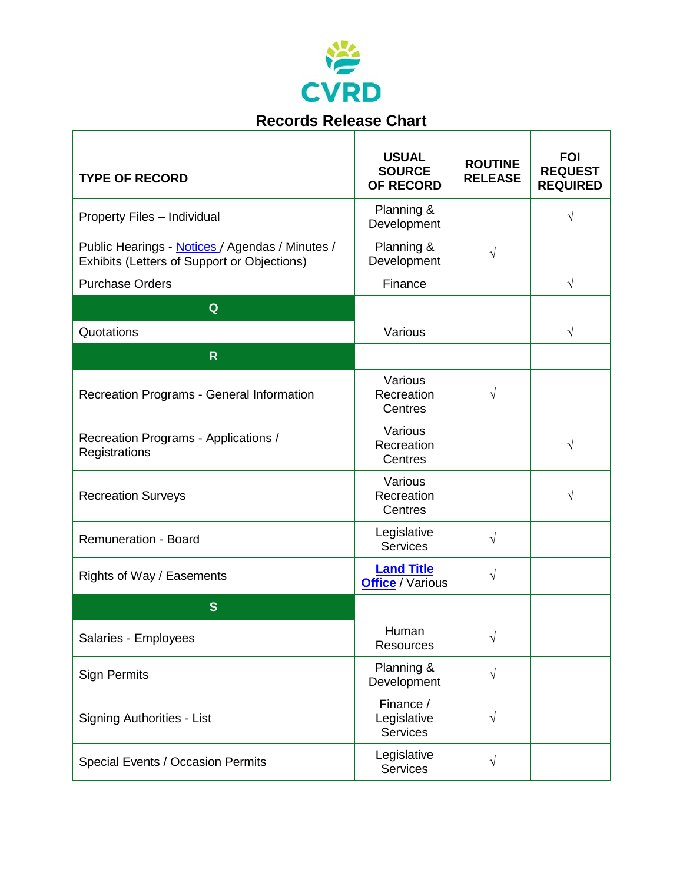CVRD

## Records Release Chart

| TYPE OF RECORD | USUAL SOURCE OF RECORD | ROUTINE RELEASE | FOI REQUEST REQUIRED |
|---|---|---|---|
| Property Files – Individual | Planning & Development | | √ |
| Public Hearings - Notices / Agendas / Minutes / Exhibits (Letters of Support or Objections) | Planning & Development | √ | |
| Purchase Orders | Finance | | √ |
| **Q** | | | |
| Quotations | Various | | √ |
| **R** | | | |
| Recreation Programs - General Information | Various Recreation Centres | √ | |
| Recreation Programs - Applications / Registrations | Various Recreation Centres | | √ |
| Recreation Surveys | Various Recreation Centres | | √ |
| Remuneration - Board | Legislative Services | √ | |
| Rights of Way / Easements | **Land Title Office** / Various | √ | |
| **S** | | | |
| Salaries - Employees | Human Resources | √ | |
| Sign Permits | Planning & Development | √ | |
| Signing Authorities - List | Finance / Legislative Services | √ | |
| Special Events / Occasion Permits | Legislative Services | √ | |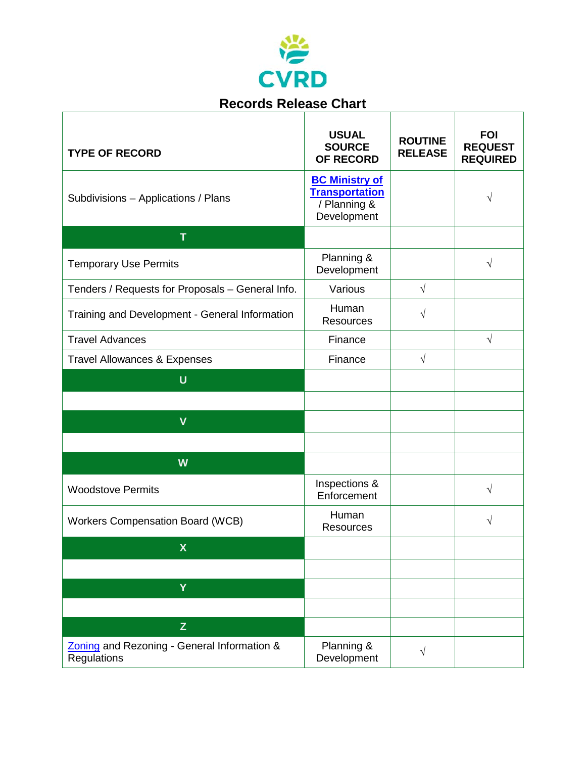# Records Release Chart

| TYPE OF RECORD | USUAL SOURCE OF RECORD | ROUTINE RELEASE | FOI REQUEST REQUIRED |
|---|---|---|---|
| Subdivisions – Applications / Plans | BC Ministry of Transportation / Planning & Development | | √ |
| **T** | | | |
| Temporary Use Permits | Planning & Development | | √ |
| Tenders / Requests for Proposals – General Info. | Various | √ | |
| Training and Development - General Information | Human Resources | √ | |
| Travel Advances | Finance | | √ |
| Travel Allowances & Expenses | Finance | √ | |
| **U** | | | |
| | | | |
| **V** | | | |
| | | | |
| **W** | | | |
| Woodstove Permits | Inspections & Enforcement | | √ |
| Workers Compensation Board (WCB) | Human Resources | | √ |
| **X** | | | |
| | | | |
| **Y** | | | |
| | | | |
| **Z** | | | |
| Zoning and Rezoning - General Information & Regulations | Planning & Development | √ | |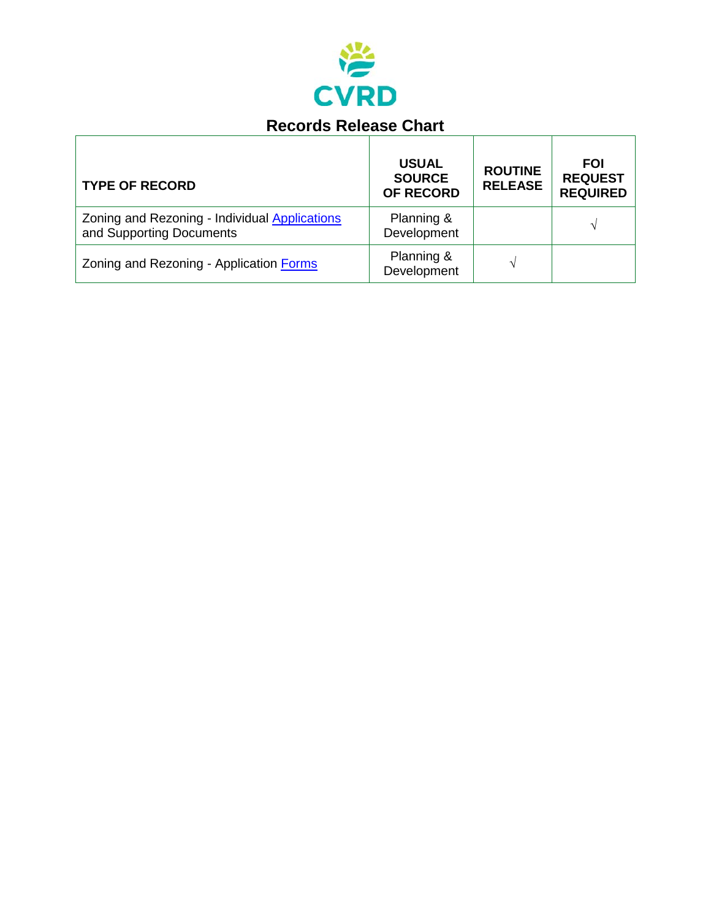CVRD

# Records Release Chart

| TYPE OF RECORD | USUAL SOURCE OF RECORD | ROUTINE RELEASE | FOI REQUEST REQUIRED |
| --- | --- | --- | --- |
| Zoning and Rezoning - Individual Applications and Supporting Documents | Planning & Development | | √ |
| Zoning and Rezoning - Application Forms | Planning & Development | √ | |